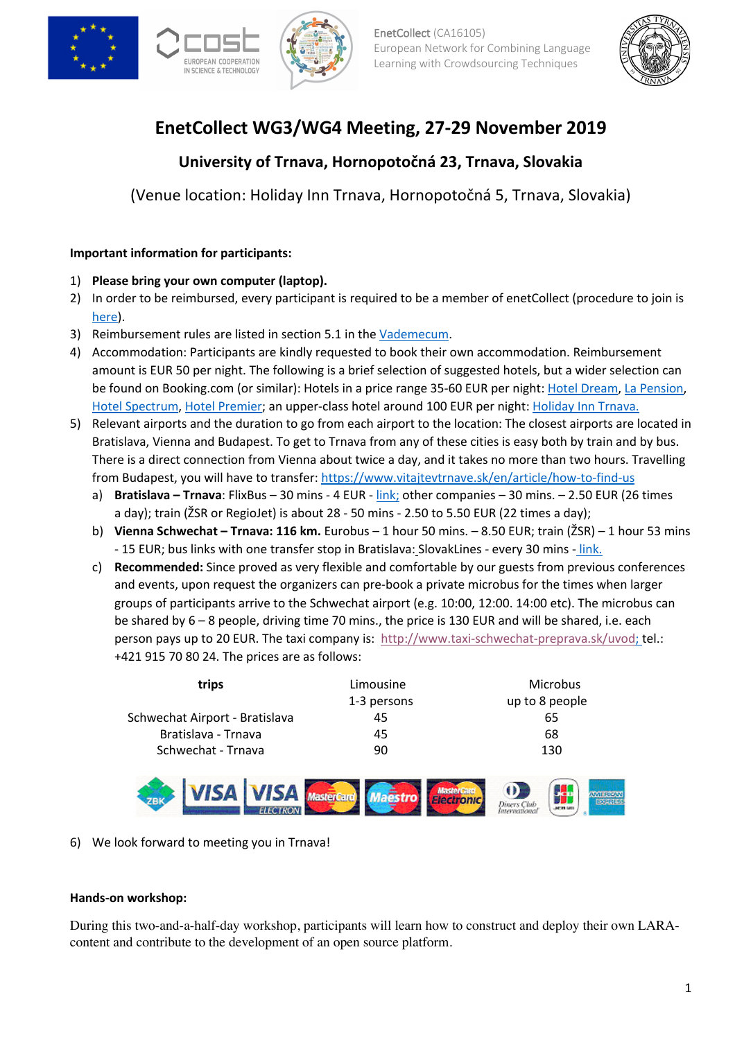EnetCollect (CA16105)
European Network for Combining Language Learning with Crowdsourcing Techniques

# EnetCollect WG3/WG4 Meeting, 27-29 November 2019

## University of Trnava, Hornopotočná 23, Trnava, Slovakia

(Venue location: Holiday Inn Trnava, Hornopotočná 5, Trnava, Slovakia)

**Important information for participants:**

1) **Please bring your own computer (laptop).**
2) In order to be reimbursed, every participant is required to be a member of enetCollect (procedure to join is here).
3) Reimbursement rules are listed in section 5.1 in the Vademecum.
4) Accommodation: Participants are kindly requested to book their own accommodation. Reimbursement amount is EUR 50 per night. The following is a brief selection of suggested hotels, but a wider selection can be found on Booking.com (or similar): Hotels in a price range 35-60 EUR per night: Hotel Dream, La Pension, Hotel Spectrum, Hotel Premier; an upper-class hotel around 100 EUR per night: Holiday Inn Trnava.
5) Relevant airports and the duration to go from each airport to the location: The closest airports are located in Bratislava, Vienna and Budapest. To get to Trnava from any of these cities is easy both by train and by bus. There is a direct connection from Vienna about twice a day, and it takes no more than two hours. Travelling from Budapest, you will have to transfer: https://www.vitajtevtrnave.sk/en/article/how-to-find-us
   a) **Bratislava – Trnava**: FlixBus – 30 mins - 4 EUR - link; other companies – 30 mins. – 2.50 EUR (26 times a day); train (ŽSR or RegioJet) is about 28 - 50 mins - 2.50 to 5.50 EUR (22 times a day);
   b) **Vienna Schwechat – Trnava: 116 km.** Eurobus – 1 hour 50 mins. – 8.50 EUR; train (ŽSR) – 1 hour 53 mins - 15 EUR; bus links with one transfer stop in Bratislava: SlovakLines - every 30 mins - link.
   c) **Recommended:** Since proved as very flexible and comfortable by our guests from previous conferences and events, upon request the organizers can pre-book a private microbus for the times when larger groups of participants arrive to the Schwechat airport (e.g. 10:00, 12:00. 14:00 etc). The microbus can be shared by 6 – 8 people, driving time 70 mins., the price is 130 EUR and will be shared, i.e. each person pays up to 20 EUR. The taxi company is: http://www.taxi-schwechat-preprava.sk/uvod; tel.: +421 915 70 80 24. The prices are as follows:

| **trips** | Limousine 1-3 persons | Microbus up to 8 people |
|---|---|---|
| Schwechat Airport - Bratislava | 45 | 65 |
| Bratislava - Trnava | 45 | 68 |
| Schwechat - Trnava | 90 | 130 |

6) We look forward to meeting you in Trnava!

**Hands-on workshop:**

During this two-and-a-half-day workshop, participants will learn how to construct and deploy their own LARA-content and contribute to the development of an open source platform.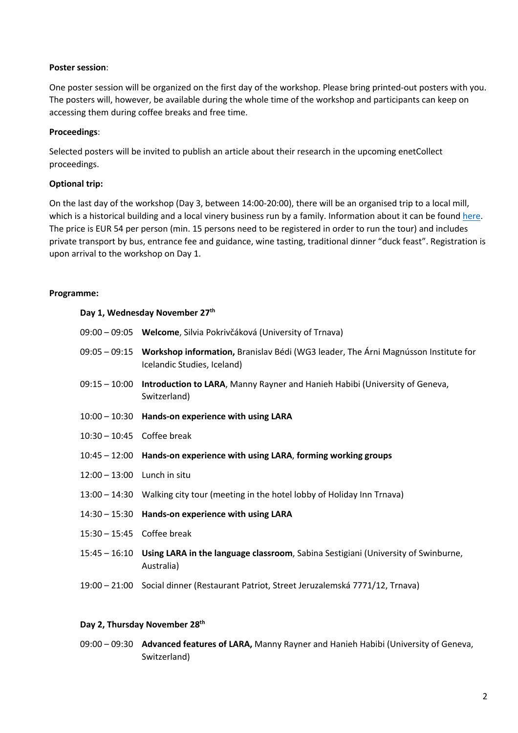**Poster session**:

One poster session will be organized on the first day of the workshop. Please bring printed-out posters with you. The posters will, however, be available during the whole time of the workshop and participants can keep on accessing them during coffee breaks and free time.

**Proceedings**:

Selected posters will be invited to publish an article about their research in the upcoming enetCollect proceedings.

**Optional trip:**

On the last day of the workshop (Day 3, between 14:00-20:00), there will be an organised trip to a local mill, which is a historical building and a local vinery business run by a family. Information about it can be found here. The price is EUR 54 per person (min. 15 persons need to be registered in order to run the tour) and includes private transport by bus, entrance fee and guidance, wine tasting, traditional dinner "duck feast". Registration is upon arrival to the workshop on Day 1.

**Programme:**

**Day 1, Wednesday November 27th**

| | |
|---|---|
| 09:00 – 09:05 | **Welcome**, Silvia Pokrivčáková (University of Trnava) |
| 09:05 – 09:15 | **Workshop information,** Branislav Bédi (WG3 leader, The Árni Magnússon Institute for Icelandic Studies, Iceland) |
| 09:15 – 10:00 | **Introduction to LARA**, Manny Rayner and Hanieh Habibi (University of Geneva, Switzerland) |
| 10:00 – 10:30 | **Hands-on experience with using LARA** |
| 10:30 – 10:45 | Coffee break |
| 10:45 – 12:00 | **Hands-on experience with using LARA**, **forming working groups** |
| 12:00 – 13:00 | Lunch in situ |
| 13:00 – 14:30 | Walking city tour (meeting in the hotel lobby of Holiday Inn Trnava) |
| 14:30 – 15:30 | **Hands-on experience with using LARA** |
| 15:30 – 15:45 | Coffee break |
| 15:45 – 16:10 | **Using LARA in the language classroom**, Sabina Sestigiani (University of Swinburne, Australia) |
| 19:00 – 21:00 | Social dinner (Restaurant Patriot, Street Jeruzalemská 7771/12, Trnava) |

**Day 2, Thursday November 28th**

| | |
|---|---|
| 09:00 – 09:30 | **Advanced features of LARA,** Manny Rayner and Hanieh Habibi (University of Geneva, Switzerland) |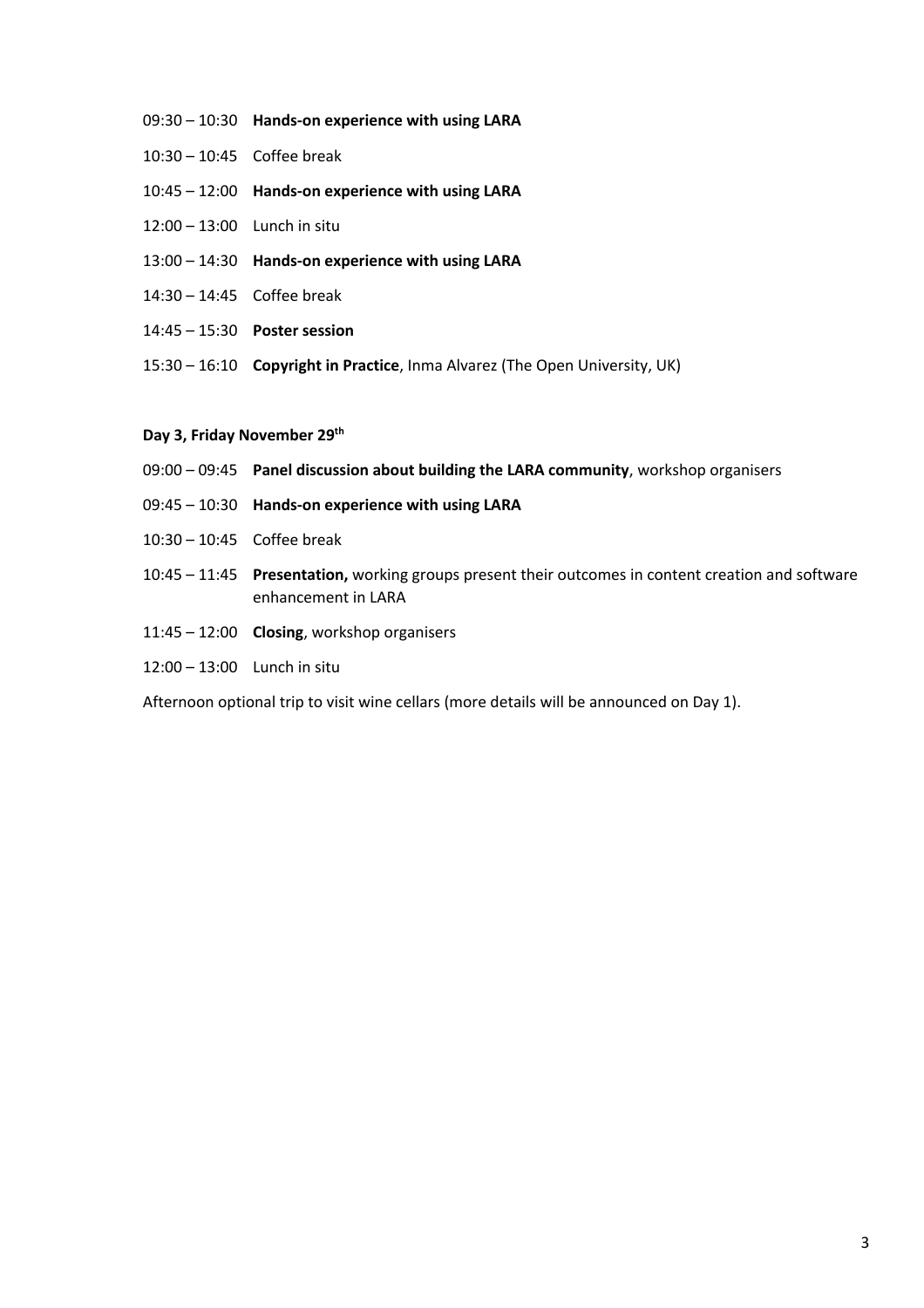09:30 – 10:30 **Hands-on experience with using LARA**

10:30 – 10:45 Coffee break

10:45 – 12:00 **Hands-on experience with using LARA**

12:00 – 13:00 Lunch in situ

13:00 – 14:30 **Hands-on experience with using LARA**

14:30 – 14:45 Coffee break

14:45 – 15:30 **Poster session**

15:30 – 16:10 **Copyright in Practice**, Inma Alvarez (The Open University, UK)

**Day 3, Friday November 29th**

09:00 – 09:45 **Panel discussion about building the LARA community**, workshop organisers

09:45 – 10:30 **Hands-on experience with using LARA**

10:30 – 10:45 Coffee break

10:45 – 11:45 **Presentation,** working groups present their outcomes in content creation and software enhancement in LARA

11:45 – 12:00 **Closing**, workshop organisers

12:00 – 13:00 Lunch in situ

Afternoon optional trip to visit wine cellars (more details will be announced on Day 1).